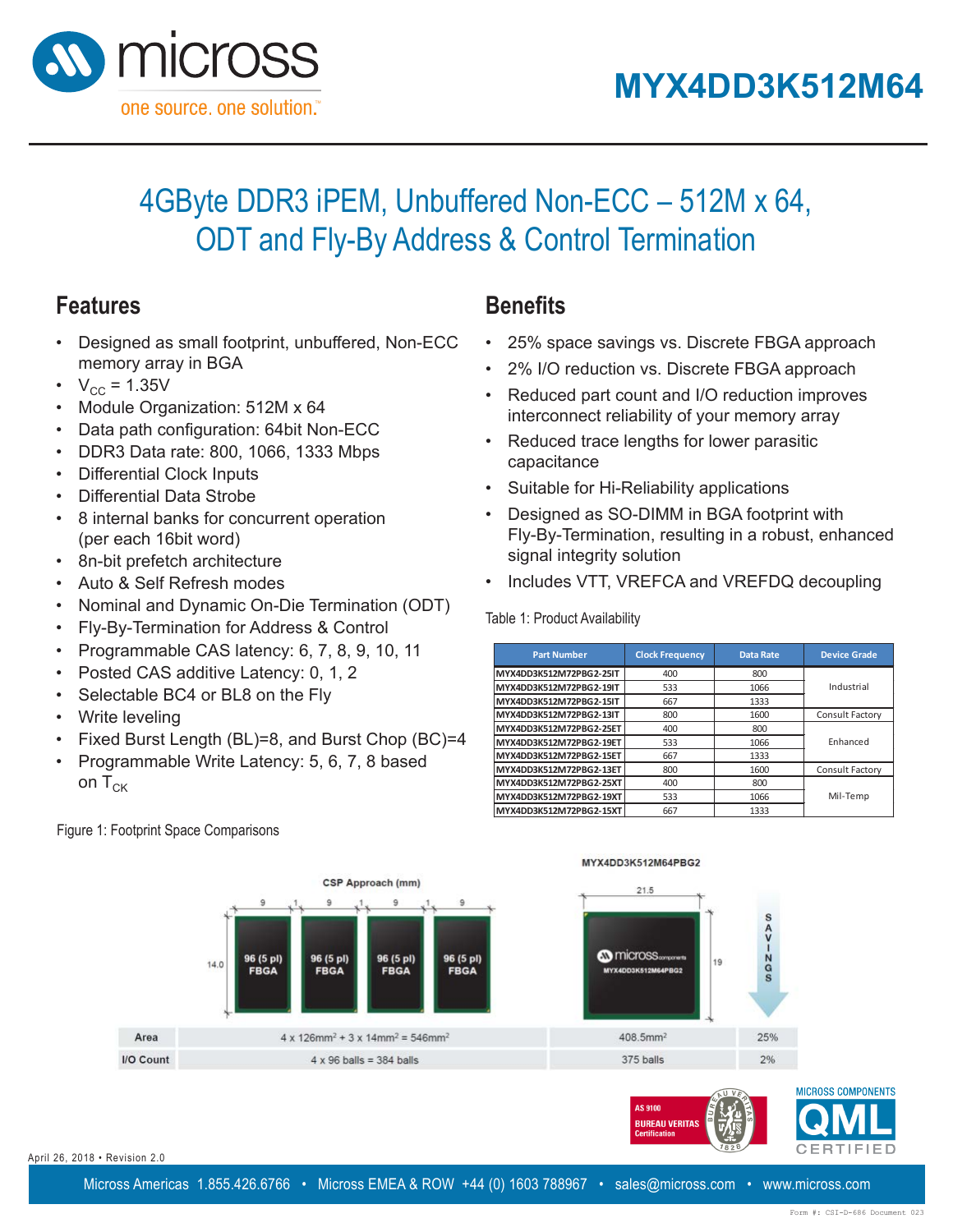# MYX4DD3K512M64

## 4GByte DDR3 iPEM, Unbuffered Non-ECC – 512M x 64, ODT and Fly-By Address & Control Termination

## Features

- Designed as small footprint, unbuffered, Non-ECC memory array in BGA
- $V_{CC}$ = 1.35V
- Module Organization: 512M x 64
- Data path configuration: 64bit Non-ECC
- DDR3 Data rate: 800, 1066, 1333 Mbps
- Differential Clock Inputs
- Differential Data Strobe
- 8 internal banks for concurrent operation (per each 16bit word)
- 8n-bit prefetch architecture
- Auto & Self Refresh modes
- Nominal and Dynamic On-Die Termination (ODT)
- Fly-By-Termination for Address & Control
- Programmable CAS latency: 6, 7, 8, 9, 10, 11
- Posted CAS additive Latency: 0, 1, 2
- Selectable BC4 or BL8 on the Fly
- Write leveling
- Fixed Burst Length (BL)=8, and Burst Chop (BC)=4
- Programmable Write Latency: 5, 6, 7, 8 based on $T_{CK}$

## Benefits

- 25% space savings vs. Discrete FBGA approach
- 2% I/O reduction vs. Discrete FBGA approach
- Reduced part count and I/O reduction improves interconnect reliability of your memory array
- Reduced trace lengths for lower parasitic capacitance
- Suitable for Hi-Reliability applications
- Designed as SO-DIMM in BGA footprint with Fly-By-Termination, resulting in a robust, enhanced signal integrity solution
- Includes VTT, VREFCA and VREFDQ decoupling

Table 1: Product Availability

| Part Number | Clock Frequency | Data Rate | Device Grade |
|---|---|---|---|
| MYX4DD3K512M72PBG2-25IT | 400 | 800 | Industrial |
| MYX4DD3K512M72PBG2-19IT | 533 | 1066 | Industrial |
| MYX4DD3K512M72PBG2-15IT | 667 | 1333 | Industrial |
| MYX4DD3K512M72PBG2-13IT | 800 | 1600 | Consult Factory |
| MYX4DD3K512M72PBG2-25ET | 400 | 800 | Enhanced |
| MYX4DD3K512M72PBG2-19ET | 533 | 1066 | Enhanced |
| MYX4DD3K512M72PBG2-15ET | 667 | 1333 | Enhanced |
| MYX4DD3K512M72PBG2-13ET | 800 | 1600 | Consult Factory |
| MYX4DD3K512M72PBG2-25XT | 400 | 800 | Mil-Temp |
| MYX4DD3K512M72PBG2-19XT | 533 | 1066 | Mil-Temp |
| MYX4DD3K512M72PBG2-15XT | 667 | 1333 | Mil-Temp |

Figure 1: Footprint Space Comparisons

| | CSP Approach (mm) | MYX4DD3K512M64PBG2 | Savings |
|---|---|---|---|
| Area | 4 x 126mm² + 3 x 14mm² = 546mm² | 408.5mm² | 25% |
| I/O Count | 4 x 96 balls = 384 balls | 375 balls | 2% |

April 26, 2018 • Revision 2.0

Micross Americas 1.855.426.6766 • Micross EMEA & ROW +44 (0) 1603 788967 • sales@micross.com • www.micross.com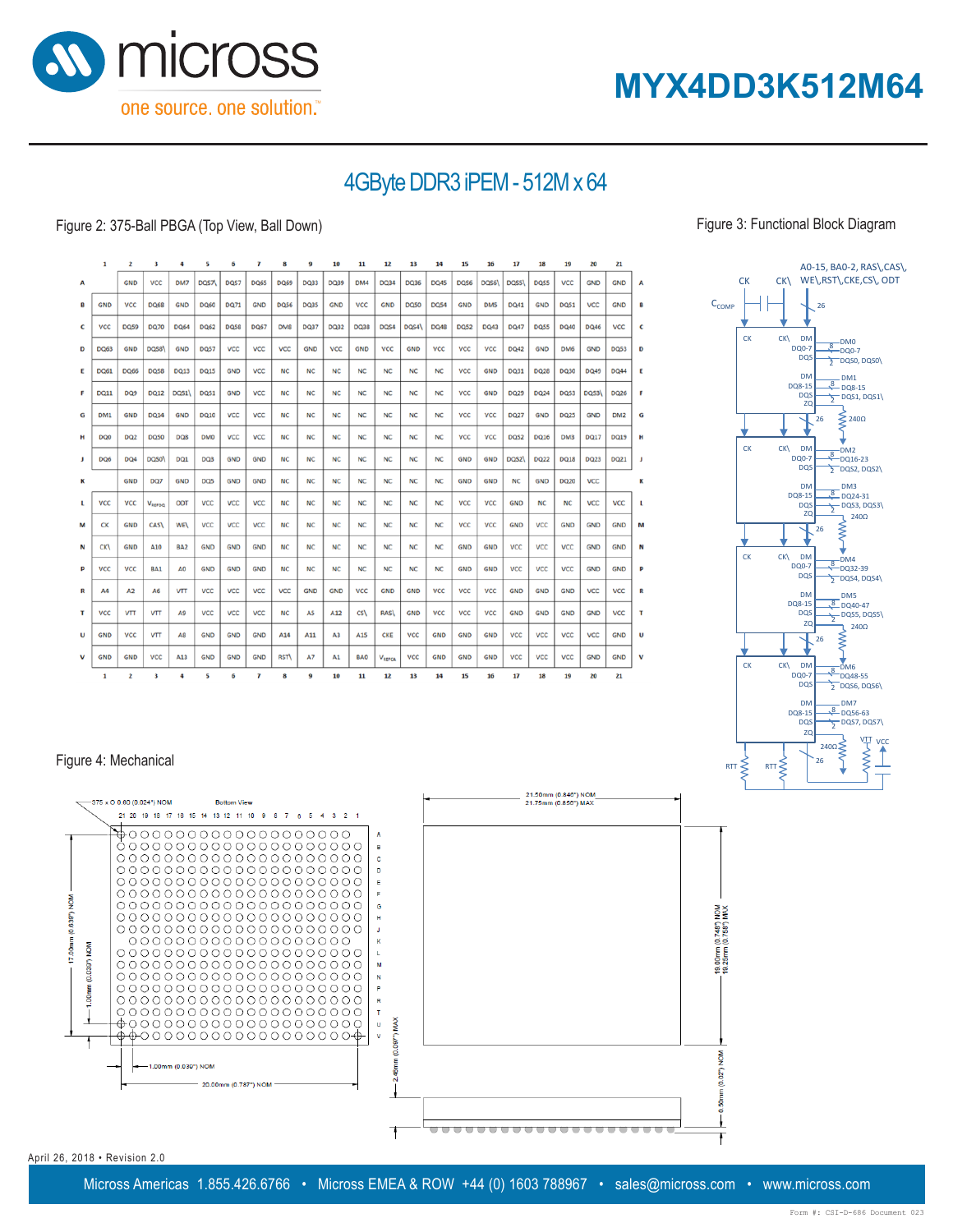# 4GByte DDR3 iPEM - 512M x 64

Figure 2: 375-Ball PBGA (Top View, Ball Down)

| | 1 | 2 | 3 | 4 | 5 | 6 | 7 | 8 | 9 | 10 | 11 | 12 | 13 | 14 | 15 | 16 | 17 | 18 | 19 | 20 | 21 |
|---|---|---|---|---|---|---|---|---|---|---|---|---|---|---|---|---|---|---|---|---|---|
| A | | GND | VCC | DM7 | DQS7\ | DQS7 | DQ65 | DQ69 | DQ33 | DQ39 | DM4 | DQ34 | DQ36 | DQ45 | DQ56 | DQS6\ | DQS5\ | DQ55 | VCC | GND | GND |
| B | GND | VCC | DQ68 | GND | DQ60 | DQ71 | GND | DQ36 | DQ35 | GND | VCC | GND | DQ50 | DQ54 | GND | DM5 | DQ41 | GND | DQ51 | VCC | GND |
| C | VCC | DQ59 | DQ70 | DQ64 | DQ62 | DQ58 | DQ67 | DM8 | DQ37 | DQ32 | DQ38 | DQS4 | DQS4\ | DQ48 | DQS2 | DQ43 | DQ47 | DQ55 | DQ40 | DQ46 | VCC |
| D | DQ63 | GND | DQS8\ | GND | DQ57 | VCC | VCC | VCC | GND | VCC | GND | VCC | GND | VCC | VCC | VCC | DQ42 | GND | DM6 | GND | DQ53 |
| E | DQ61 | DQ66 | DQS8 | DQ13 | DQ15 | GND | VCC | NC | NC | NC | NC | NC | NC | NC | VCC | GND | DQ31 | DQ28 | DQ30 | DQ49 | DQ44 |
| F | DQ11 | DQ9 | DQ12 | DQS1\ | DQS1 | GND | VCC | NC | NC | NC | NC | NC | NC | NC | VCC | GND | DQ29 | DQ24 | DQ53 | DQS3\ | DQ26 |
| G | DM1 | GND | DQ14 | GND | DQ10 | VCC | VCC | NC | NC | NC | NC | NC | NC | NC | VCC | VCC | DQ27 | GND | DQ25 | GND | DM2 |
| H | DQ0 | DQ2 | DQS0 | DQ8 | DM0 | VCC | VCC | NC | NC | NC | NC | NC | NC | NC | VCC | VCC | DQS2 | DQ16 | DM3 | DQ17 | DQ19 |
| J | DQ6 | DQ4 | DQS0\ | DQ1 | DQ3 | GND | GND | NC | NC | NC | NC | NC | NC | NC | GND | GND | DQS2\ | DQ22 | DQ18 | DQ23 | DQ21 |
| K | | GND | DQ7 | GND | DQ5 | GND | GND | NC | NC | NC | NC | NC | NC | NC | GND | GND | NC | GND | DQ20 | VCC | |
| L | VCC | VCC | $V_{REFDQ}$ | ODT | VCC | VCC | VCC | NC | NC | NC | NC | NC | NC | NC | VCC | VCC | GND | NC | NC | VCC | VCC |
| M | CK | GND | CAS\ | WE\ | VCC | VCC | VCC | NC | NC | NC | NC | NC | NC | NC | VCC | VCC | GND | VCC | GND | GND | GND |
| N | CK\ | GND | A10 | BA2 | GND | GND | GND | NC | NC | NC | NC | NC | NC | NC | GND | GND | VCC | VCC | VCC | GND | GND |
| P | VCC | VCC | BA1 | A0 | GND | GND | GND | NC | NC | NC | NC | NC | NC | NC | GND | GND | VCC | VCC | VCC | GND | GND |
| R | A4 | A2 | A6 | VTT | VCC | VCC | VCC | VCC | GND | GND | VCC | GND | GND | VCC | VCC | VCC | GND | GND | GND | VCC | VCC |
| T | VCC | VTT | VTT | A9 | VCC | VCC | VCC | NC | A5 | A12 | CS\ | RAS\ | GND | VCC | VCC | VCC | GND | GND | GND | GND | VCC |
| U | GND | VCC | VTT | A8 | GND | GND | GND | A14 | A11 | A3 | A15 | CKE | VCC | GND | GND | GND | VCC | VCC | VCC | VCC | GND |
| V | GND | GND | VCC | A13 | GND | GND | GND | RST\ | A7 | A1 | BA0 | $V_{REFCA}$ | VCC | GND | GND | GND | VCC | VCC | VCC | GND | GND |

Figure 3: Functional Block Diagram

CK, CK\, A0-15, BA0-2, RAS\, CAS\, WE\, RST\, CKE, CS\, ODT

$C_{COMP}$, 26

DM0, DQ0-7, DQS0, DQS0\
DM1, DQ8-15, DQS1, DQS1\
DM2, DQ16-23, DQS2, DQS2\
DM3, DQ24-31, DQS3, DQS3\
DM4, DQ32-39, DQS4, DQS4\
DM5, DQ40-47, DQS5, DQS5\
DM6, DQ48-55, DQS6, DQS6\
DM7, DQ56-63, DQS7, DQS7\

240Ω, RTT, VTT, VCC

Figure 4: Mechanical

375 x Ø 0.60 (0.024") NOM

Bottom View

17.00mm (0.638") NOM

1.00mm (0.039") NOM

1.00mm (0.039") NOM

20.00mm (0.787") NOM

21.50mm (0.846") NOM
21.75mm (0.856") MAX

19.00mm (0.748") NOM
19.25mm (0.758") MAX

2.46mm (0.097") MAX

0.50mm (0.02") NOM